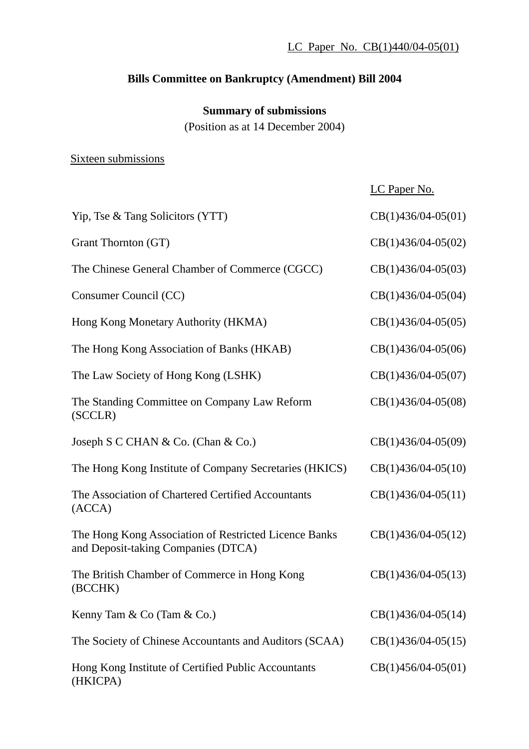LC Paper No. CB(1)440/04-05(01)

# Bills Committee on Bankruptcy (Amendment) Bill 2004

## Summary of submissions

(Position as at 14 December 2004)

Sixteen submissions

| | LC Paper No. |
|---|---|
| Yip, Tse & Tang Solicitors (YTT) | CB(1)436/04-05(01) |
| Grant Thornton (GT) | CB(1)436/04-05(02) |
| The Chinese General Chamber of Commerce (CGCC) | CB(1)436/04-05(03) |
| Consumer Council (CC) | CB(1)436/04-05(04) |
| Hong Kong Monetary Authority (HKMA) | CB(1)436/04-05(05) |
| The Hong Kong Association of Banks (HKAB) | CB(1)436/04-05(06) |
| The Law Society of Hong Kong (LSHK) | CB(1)436/04-05(07) |
| The Standing Committee on Company Law Reform (SCCLR) | CB(1)436/04-05(08) |
| Joseph S C CHAN & Co. (Chan & Co.) | CB(1)436/04-05(09) |
| The Hong Kong Institute of Company Secretaries (HKICS) | CB(1)436/04-05(10) |
| The Association of Chartered Certified Accountants (ACCA) | CB(1)436/04-05(11) |
| The Hong Kong Association of Restricted Licence Banks and Deposit-taking Companies (DTCA) | CB(1)436/04-05(12) |
| The British Chamber of Commerce in Hong Kong (BCCHK) | CB(1)436/04-05(13) |
| Kenny Tam & Co (Tam & Co.) | CB(1)436/04-05(14) |
| The Society of Chinese Accountants and Auditors (SCAA) | CB(1)436/04-05(15) |
| Hong Kong Institute of Certified Public Accountants (HKICPA) | CB(1)456/04-05(01) |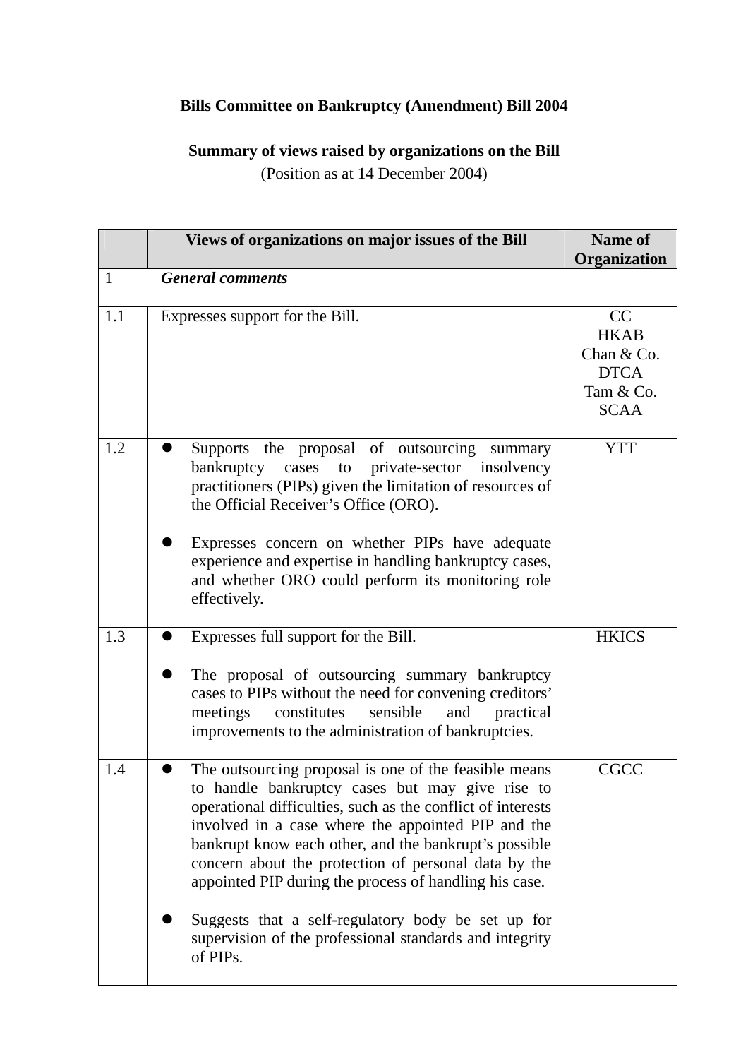**Bills Committee on Bankruptcy (Amendment) Bill 2004**

**Summary of views raised by organizations on the Bill**
(Position as at 14 December 2004)

| | Views of organizations on major issues of the Bill | Name of Organization |
|---|---|---|
| 1 | ***General comments*** | |
| 1.1 | Expresses support for the Bill. | CC<br>HKAB<br>Chan & Co.<br>DTCA<br>Tam & Co.<br>SCAA |
| 1.2 | • Supports the proposal of outsourcing summary bankruptcy cases to private-sector insolvency practitioners (PIPs) given the limitation of resources of the Official Receiver's Office (ORO).<br><br>• Expresses concern on whether PIPs have adequate experience and expertise in handling bankruptcy cases, and whether ORO could perform its monitoring role effectively. | YTT |
| 1.3 | • Expresses full support for the Bill.<br><br>• The proposal of outsourcing summary bankruptcy cases to PIPs without the need for convening creditors' meetings constitutes sensible and practical improvements to the administration of bankruptcies. | HKICS |
| 1.4 | • The outsourcing proposal is one of the feasible means to handle bankruptcy cases but may give rise to operational difficulties, such as the conflict of interests involved in a case where the appointed PIP and the bankrupt know each other, and the bankrupt's possible concern about the protection of personal data by the appointed PIP during the process of handling his case.<br><br>• Suggests that a self-regulatory body be set up for supervision of the professional standards and integrity of PIPs. | CGCC |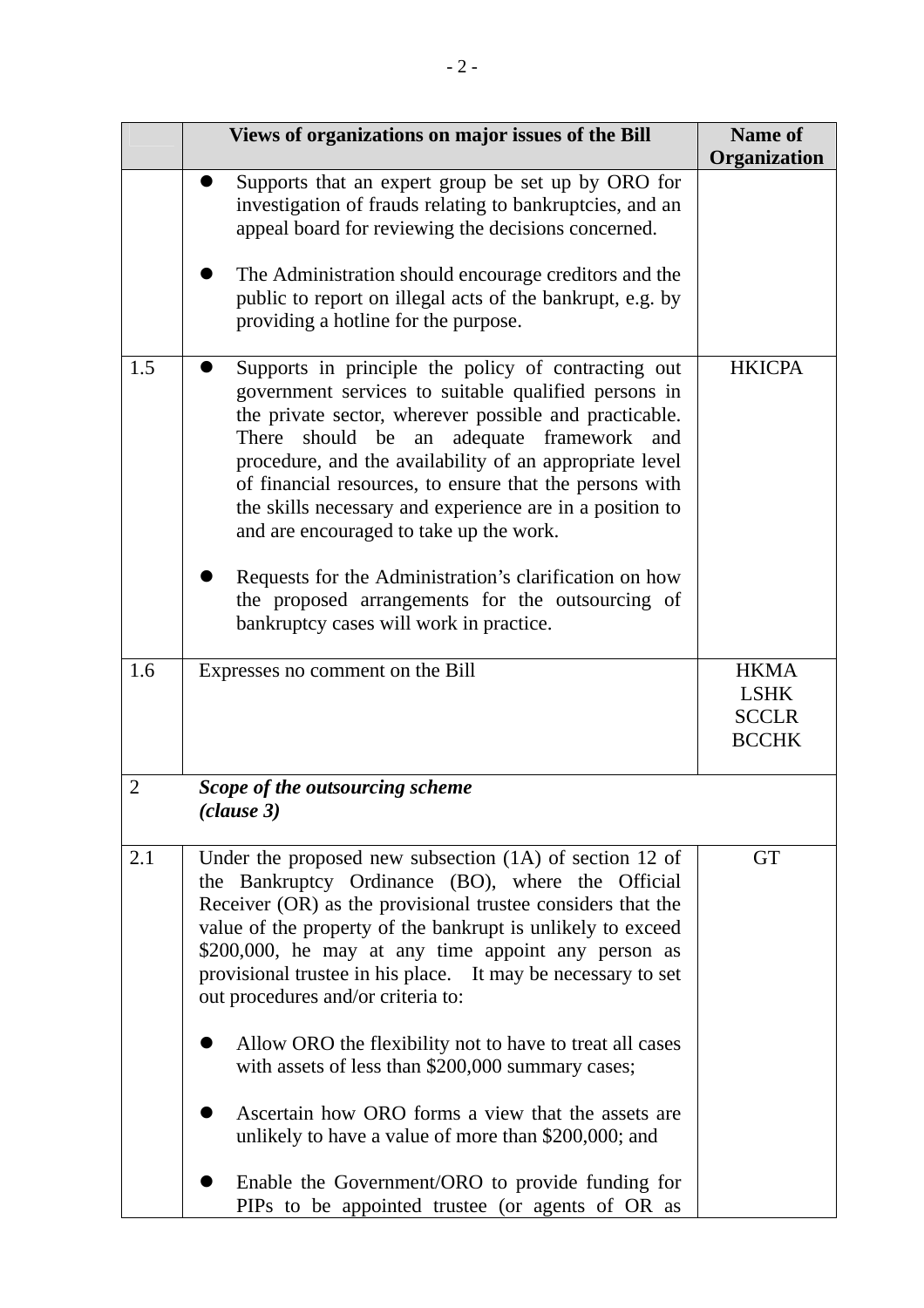| | Views of organizations on major issues of the Bill | Name of Organization |
|---|---|---|
| | • Supports that an expert group be set up by ORO for investigation of frauds relating to bankruptcies, and an appeal board for reviewing the decisions concerned.<br><br>• The Administration should encourage creditors and the public to report on illegal acts of the bankrupt, e.g. by providing a hotline for the purpose. | |
| 1.5 | • Supports in principle the policy of contracting out government services to suitable qualified persons in the private sector, wherever possible and practicable. There should be an adequate framework and procedure, and the availability of an appropriate level of financial resources, to ensure that the persons with the skills necessary and experience are in a position to and are encouraged to take up the work.<br><br>• Requests for the Administration's clarification on how the proposed arrangements for the outsourcing of bankruptcy cases will work in practice. | HKICPA |
| 1.6 | Expresses no comment on the Bill | HKMA<br>LSHK<br>SCCLR<br>BCCHK |
| 2 | ***Scope of the outsourcing scheme (clause 3)*** | |
| 2.1 | Under the proposed new subsection (1A) of section 12 of the Bankruptcy Ordinance (BO), where the Official Receiver (OR) as the provisional trustee considers that the value of the property of the bankrupt is unlikely to exceed \$200,000, he may at any time appoint any person as provisional trustee in his place. It may be necessary to set out procedures and/or criteria to:<br><br>• Allow ORO the flexibility not to have to treat all cases with assets of less than \$200,000 summary cases;<br><br>• Ascertain how ORO forms a view that the assets are unlikely to have a value of more than \$200,000; and<br><br>• Enable the Government/ORO to provide funding for PIPs to be appointed trustee (or agents of OR as | GT |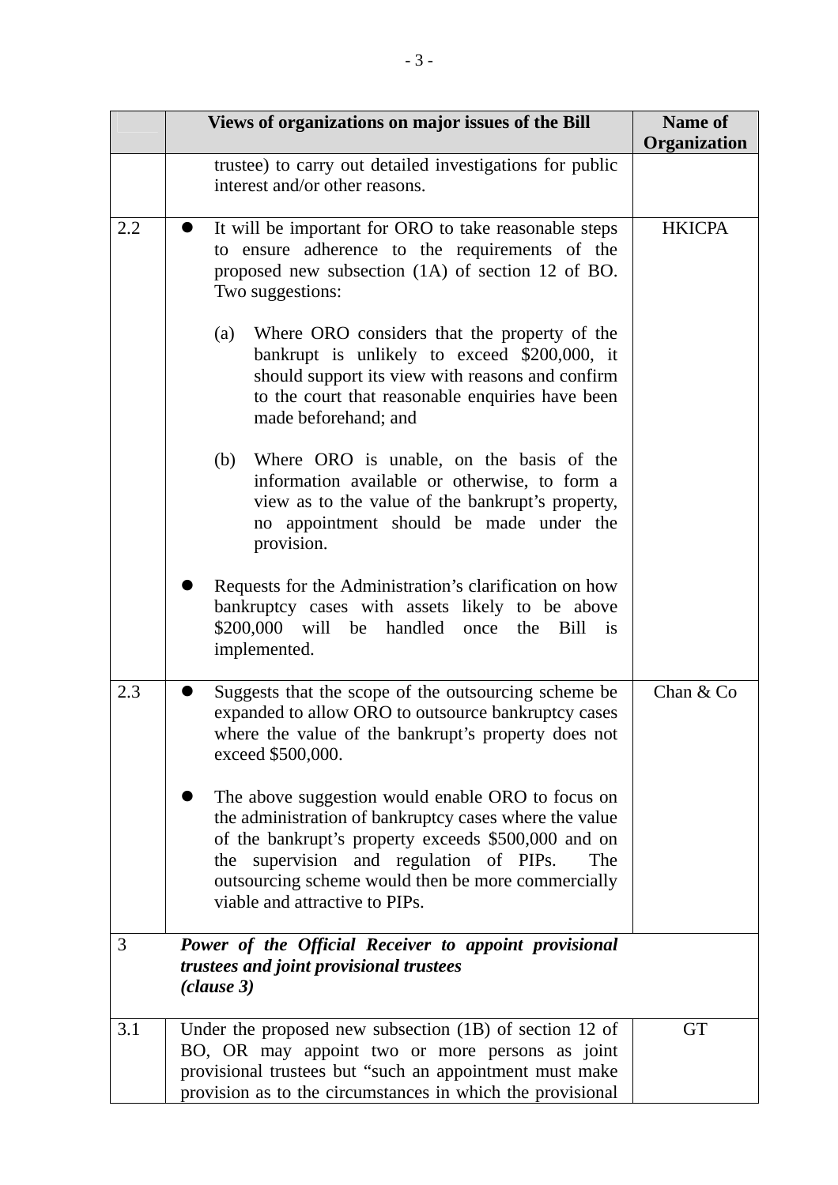|  | Views of organizations on major issues of the Bill | Name of Organization |
|---|---|---|
|  | trustee) to carry out detailed investigations for public interest and/or other reasons. |  |
| 2.2 | • It will be important for ORO to take reasonable steps to ensure adherence to the requirements of the proposed new subsection (1A) of section 12 of BO. Two suggestions:<br><br>(a) Where ORO considers that the property of the bankrupt is unlikely to exceed $200,000, it should support its view with reasons and confirm to the court that reasonable enquiries have been made beforehand; and<br><br>(b) Where ORO is unable, on the basis of the information available or otherwise, to form a view as to the value of the bankrupt's property, no appointment should be made under the provision.<br><br>• Requests for the Administration's clarification on how bankruptcy cases with assets likely to be above $200,000 will be handled once the Bill is implemented. | HKICPA |
| 2.3 | • Suggests that the scope of the outsourcing scheme be expanded to allow ORO to outsource bankruptcy cases where the value of the bankrupt's property does not exceed $500,000.<br><br>• The above suggestion would enable ORO to focus on the administration of bankruptcy cases where the value of the bankrupt's property exceeds $500,000 and on the supervision and regulation of PIPs. The outsourcing scheme would then be more commercially viable and attractive to PIPs. | Chan & Co |
| 3 | ***Power of the Official Receiver to appoint provisional trustees and joint provisional trustees (clause 3)*** |  |
| 3.1 | Under the proposed new subsection (1B) of section 12 of BO, OR may appoint two or more persons as joint provisional trustees but "such an appointment must make provision as to the circumstances in which the provisional | GT |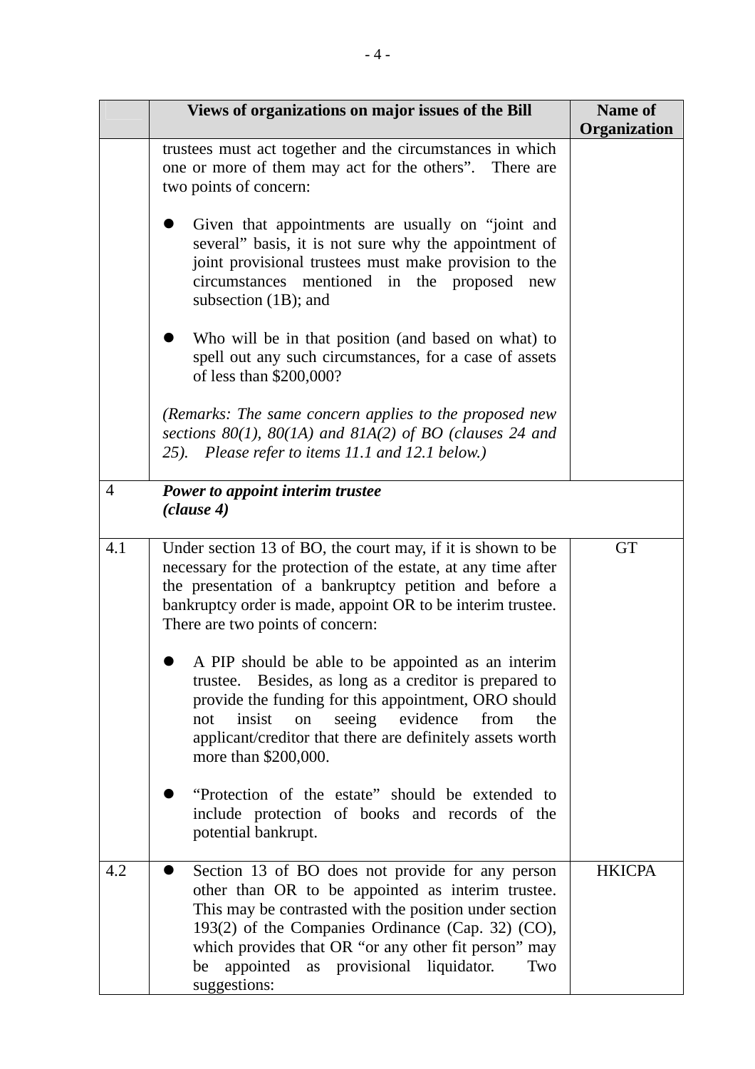| | Views of organizations on major issues of the Bill | Name of Organization |
|---|---|---|
| | trustees must act together and the circumstances in which one or more of them may act for the others". There are two points of concern:<br><br>● Given that appointments are usually on "joint and several" basis, it is not sure why the appointment of joint provisional trustees must make provision to the circumstances mentioned in the proposed new subsection (1B); and<br><br>● Who will be in that position (and based on what) to spell out any such circumstances, for a case of assets of less than $200,000?<br><br>*(Remarks: The same concern applies to the proposed new sections 80(1), 80(1A) and 81A(2) of BO (clauses 24 and 25). Please refer to items 11.1 and 12.1 below.)* | |
| 4 | ***Power to appoint interim trustee (clause 4)*** | |
| 4.1 | Under section 13 of BO, the court may, if it is shown to be necessary for the protection of the estate, at any time after the presentation of a bankruptcy petition and before a bankruptcy order is made, appoint OR to be interim trustee. There are two points of concern:<br><br>● A PIP should be able to be appointed as an interim trustee. Besides, as long as a creditor is prepared to provide the funding for this appointment, ORO should not insist on seeing evidence from the applicant/creditor that there are definitely assets worth more than $200,000.<br><br>● "Protection of the estate" should be extended to include protection of books and records of the potential bankrupt. | GT |
| 4.2 | ● Section 13 of BO does not provide for any person other than OR to be appointed as interim trustee. This may be contrasted with the position under section 193(2) of the Companies Ordinance (Cap. 32) (CO), which provides that OR "or any other fit person" may be appointed as provisional liquidator. Two suggestions: | HKICPA |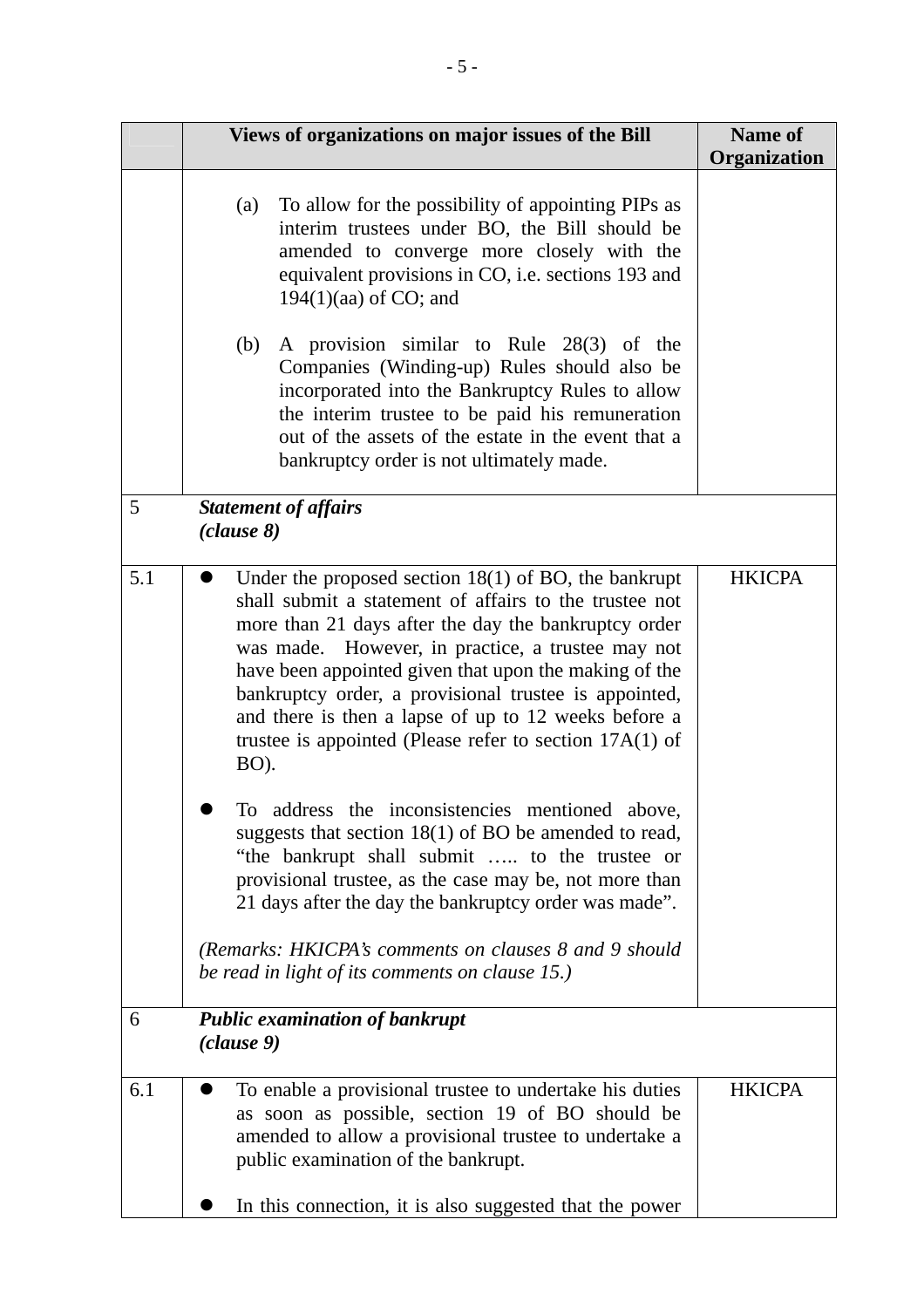|  | Views of organizations on major issues of the Bill | Name of Organization |
|---|---|---|
|  | (a) To allow for the possibility of appointing PIPs as interim trustees under BO, the Bill should be amended to converge more closely with the equivalent provisions in CO, i.e. sections 193 and 194(1)(aa) of CO; and<br><br>(b) A provision similar to Rule 28(3) of the Companies (Winding-up) Rules should also be incorporated into the Bankruptcy Rules to allow the interim trustee to be paid his remuneration out of the assets of the estate in the event that a bankruptcy order is not ultimately made. |  |
| 5 | ***Statement of affairs***<br>***(clause 8)*** |  |
| 5.1 | ● Under the proposed section 18(1) of BO, the bankrupt shall submit a statement of affairs to the trustee not more than 21 days after the day the bankruptcy order was made. However, in practice, a trustee may not have been appointed given that upon the making of the bankruptcy order, a provisional trustee is appointed, and there is then a lapse of up to 12 weeks before a trustee is appointed (Please refer to section 17A(1) of BO).<br><br>● To address the inconsistencies mentioned above, suggests that section 18(1) of BO be amended to read, "the bankrupt shall submit ….. to the trustee or provisional trustee, as the case may be, not more than 21 days after the day the bankruptcy order was made".<br><br>*(Remarks: HKICPA's comments on clauses 8 and 9 should be read in light of its comments on clause 15.)* | HKICPA |
| 6 | ***Public examination of bankrupt***<br>***(clause 9)*** |  |
| 6.1 | ● To enable a provisional trustee to undertake his duties as soon as possible, section 19 of BO should be amended to allow a provisional trustee to undertake a public examination of the bankrupt.<br><br>● In this connection, it is also suggested that the power | HKICPA |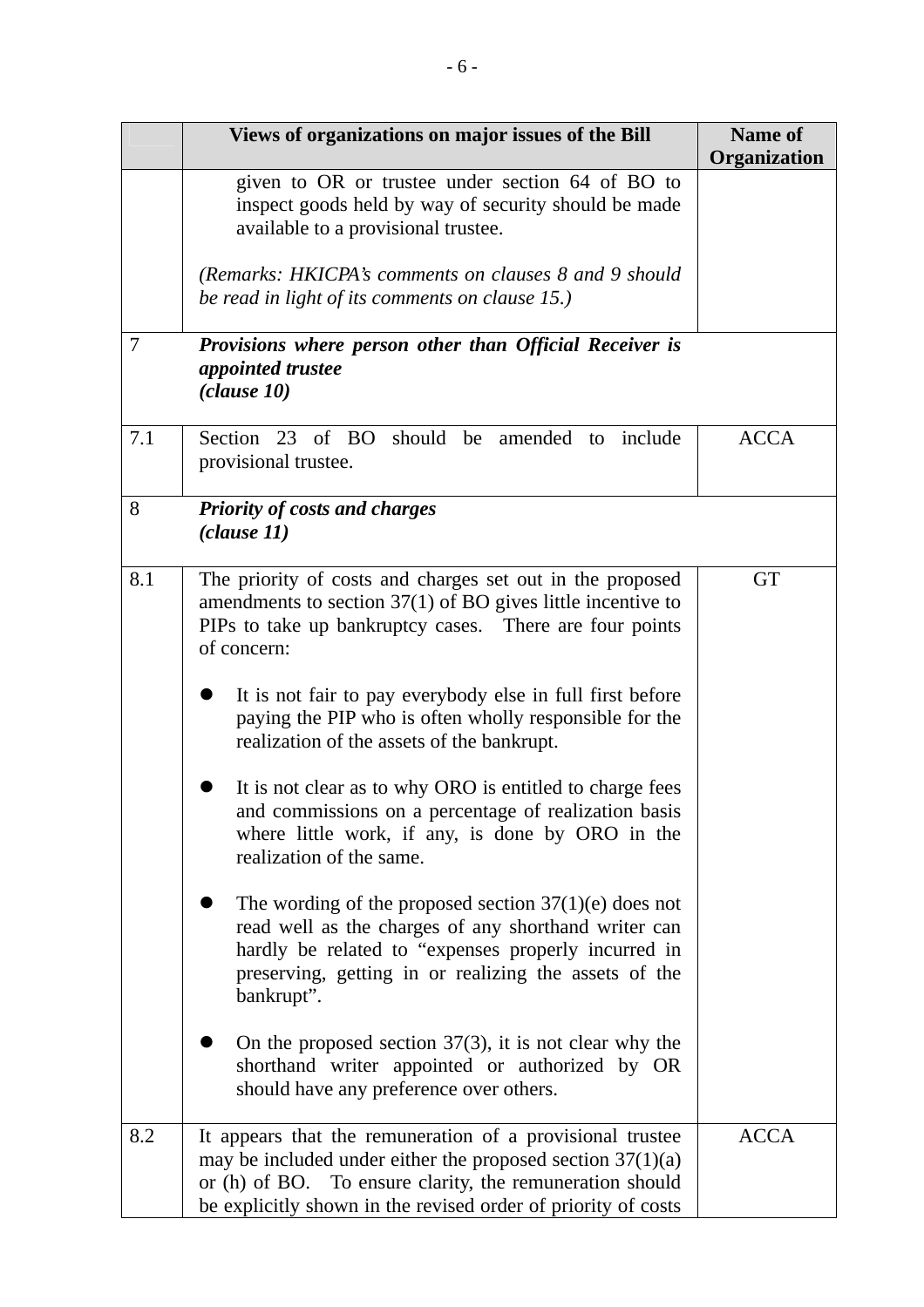| | Views of organizations on major issues of the Bill | Name of Organization |
|---|---|---|
| | given to OR or trustee under section 64 of BO to inspect goods held by way of security should be made available to a provisional trustee.<br><br>*(Remarks: HKICPA's comments on clauses 8 and 9 should be read in light of its comments on clause 15.)* | |
| 7 | ***Provisions where person other than Official Receiver is appointed trustee (clause 10)*** | |
| 7.1 | Section 23 of BO should be amended to include provisional trustee. | ACCA |
| 8 | ***Priority of costs and charges (clause 11)*** | |
| 8.1 | The priority of costs and charges set out in the proposed amendments to section 37(1) of BO gives little incentive to PIPs to take up bankruptcy cases. There are four points of concern:<br><br>● It is not fair to pay everybody else in full first before paying the PIP who is often wholly responsible for the realization of the assets of the bankrupt.<br><br>● It is not clear as to why ORO is entitled to charge fees and commissions on a percentage of realization basis where little work, if any, is done by ORO in the realization of the same.<br><br>● The wording of the proposed section 37(1)(e) does not read well as the charges of any shorthand writer can hardly be related to "expenses properly incurred in preserving, getting in or realizing the assets of the bankrupt".<br><br>● On the proposed section 37(3), it is not clear why the shorthand writer appointed or authorized by OR should have any preference over others. | GT |
| 8.2 | It appears that the remuneration of a provisional trustee may be included under either the proposed section 37(1)(a) or (h) of BO. To ensure clarity, the remuneration should be explicitly shown in the revised order of priority of costs | ACCA |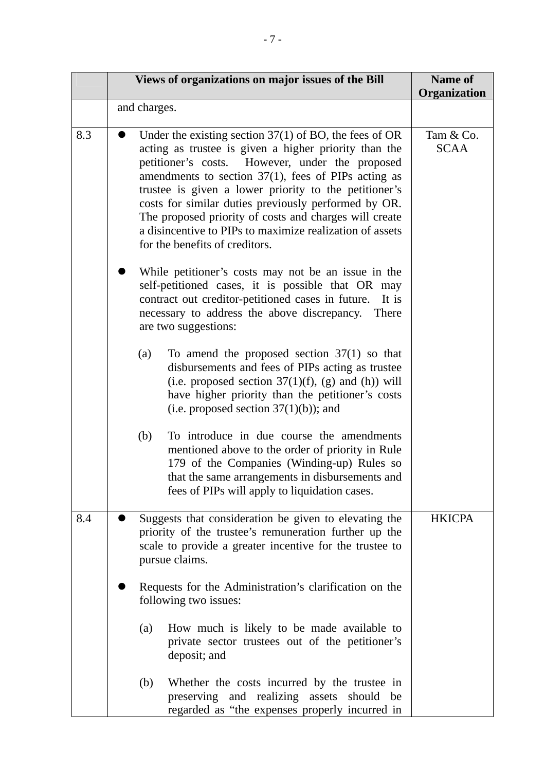| | Views of organizations on major issues of the Bill | Name of Organization |
|---|---|---|
| | and charges. | |
| 8.3 | • Under the existing section 37(1) of BO, the fees of OR acting as trustee is given a higher priority than the petitioner's costs. However, under the proposed amendments to section 37(1), fees of PIPs acting as trustee is given a lower priority to the petitioner's costs for similar duties previously performed by OR. The proposed priority of costs and charges will create a disincentive to PIPs to maximize realization of assets for the benefits of creditors.<br><br>• While petitioner's costs may not be an issue in the self-petitioned cases, it is possible that OR may contract out creditor-petitioned cases in future. It is necessary to address the above discrepancy. There are two suggestions:<br><br>(a) To amend the proposed section 37(1) so that disbursements and fees of PIPs acting as trustee (i.e. proposed section 37(1)(f), (g) and (h)) will have higher priority than the petitioner's costs (i.e. proposed section 37(1)(b)); and<br><br>(b) To introduce in due course the amendments mentioned above to the order of priority in Rule 179 of the Companies (Winding-up) Rules so that the same arrangements in disbursements and fees of PIPs will apply to liquidation cases. | Tam & Co.<br>SCAA |
| 8.4 | • Suggests that consideration be given to elevating the priority of the trustee's remuneration further up the scale to provide a greater incentive for the trustee to pursue claims.<br><br>• Requests for the Administration's clarification on the following two issues:<br><br>(a) How much is likely to be made available to private sector trustees out of the petitioner's deposit; and<br><br>(b) Whether the costs incurred by the trustee in preserving and realizing assets should be regarded as "the expenses properly incurred in | HKICPA |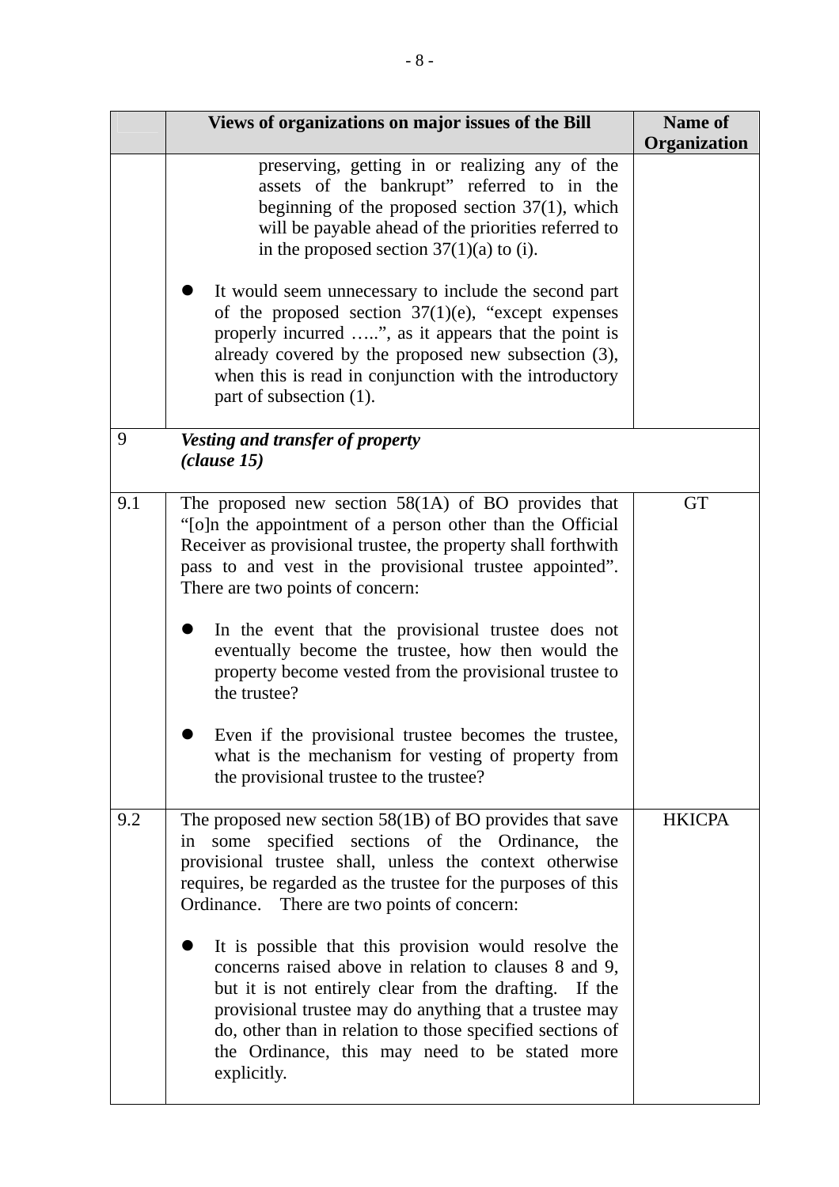| | Views of organizations on major issues of the Bill | Name of Organization |
|---|---|---|
| | preserving, getting in or realizing any of the assets of the bankrupt" referred to in the beginning of the proposed section 37(1), which will be payable ahead of the priorities referred to in the proposed section 37(1)(a) to (i).<br><br>● It would seem unnecessary to include the second part of the proposed section 37(1)(e), "except expenses properly incurred .....", as it appears that the point is already covered by the proposed new subsection (3), when this is read in conjunction with the introductory part of subsection (1). | |
| 9 | ***Vesting and transfer of property (clause 15)*** | |
| 9.1 | The proposed new section 58(1A) of BO provides that "[o]n the appointment of a person other than the Official Receiver as provisional trustee, the property shall forthwith pass to and vest in the provisional trustee appointed". There are two points of concern:<br><br>● In the event that the provisional trustee does not eventually become the trustee, how then would the property become vested from the provisional trustee to the trustee?<br><br>● Even if the provisional trustee becomes the trustee, what is the mechanism for vesting of property from the provisional trustee to the trustee? | GT |
| 9.2 | The proposed new section 58(1B) of BO provides that save in some specified sections of the Ordinance, the provisional trustee shall, unless the context otherwise requires, be regarded as the trustee for the purposes of this Ordinance. There are two points of concern:<br><br>● It is possible that this provision would resolve the concerns raised above in relation to clauses 8 and 9, but it is not entirely clear from the drafting. If the provisional trustee may do anything that a trustee may do, other than in relation to those specified sections of the Ordinance, this may need to be stated more explicitly. | HKICPA |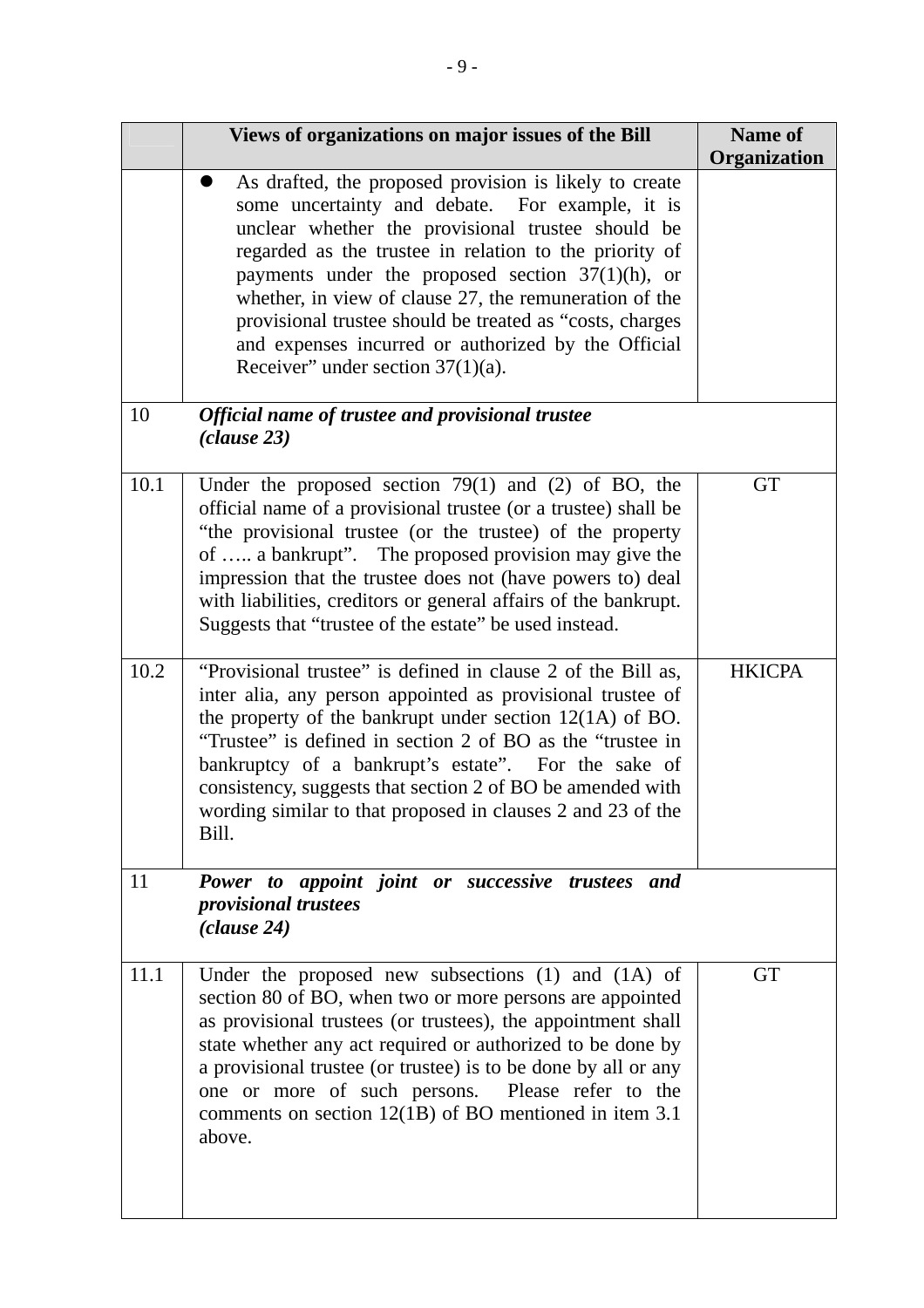| | Views of organizations on major issues of the Bill | Name of Organization |
|---|---|---|
| | • As drafted, the proposed provision is likely to create some uncertainty and debate. For example, it is unclear whether the provisional trustee should be regarded as the trustee in relation to the priority of payments under the proposed section 37(1)(h), or whether, in view of clause 27, the remuneration of the provisional trustee should be treated as "costs, charges and expenses incurred or authorized by the Official Receiver" under section 37(1)(a). | |
| 10 | ***Official name of trustee and provisional trustee (clause 23)*** | |
| 10.1 | Under the proposed section 79(1) and (2) of BO, the official name of a provisional trustee (or a trustee) shall be "the provisional trustee (or the trustee) of the property of ….. a bankrupt". The proposed provision may give the impression that the trustee does not (have powers to) deal with liabilities, creditors or general affairs of the bankrupt. Suggests that "trustee of the estate" be used instead. | GT |
| 10.2 | "Provisional trustee" is defined in clause 2 of the Bill as, inter alia, any person appointed as provisional trustee of the property of the bankrupt under section 12(1A) of BO. "Trustee" is defined in section 2 of BO as the "trustee in bankruptcy of a bankrupt's estate". For the sake of consistency, suggests that section 2 of BO be amended with wording similar to that proposed in clauses 2 and 23 of the Bill. | HKICPA |
| 11 | ***Power to appoint joint or successive trustees and provisional trustees (clause 24)*** | |
| 11.1 | Under the proposed new subsections (1) and (1A) of section 80 of BO, when two or more persons are appointed as provisional trustees (or trustees), the appointment shall state whether any act required or authorized to be done by a provisional trustee (or trustee) is to be done by all or any one or more of such persons. Please refer to the comments on section 12(1B) of BO mentioned in item 3.1 above. | GT |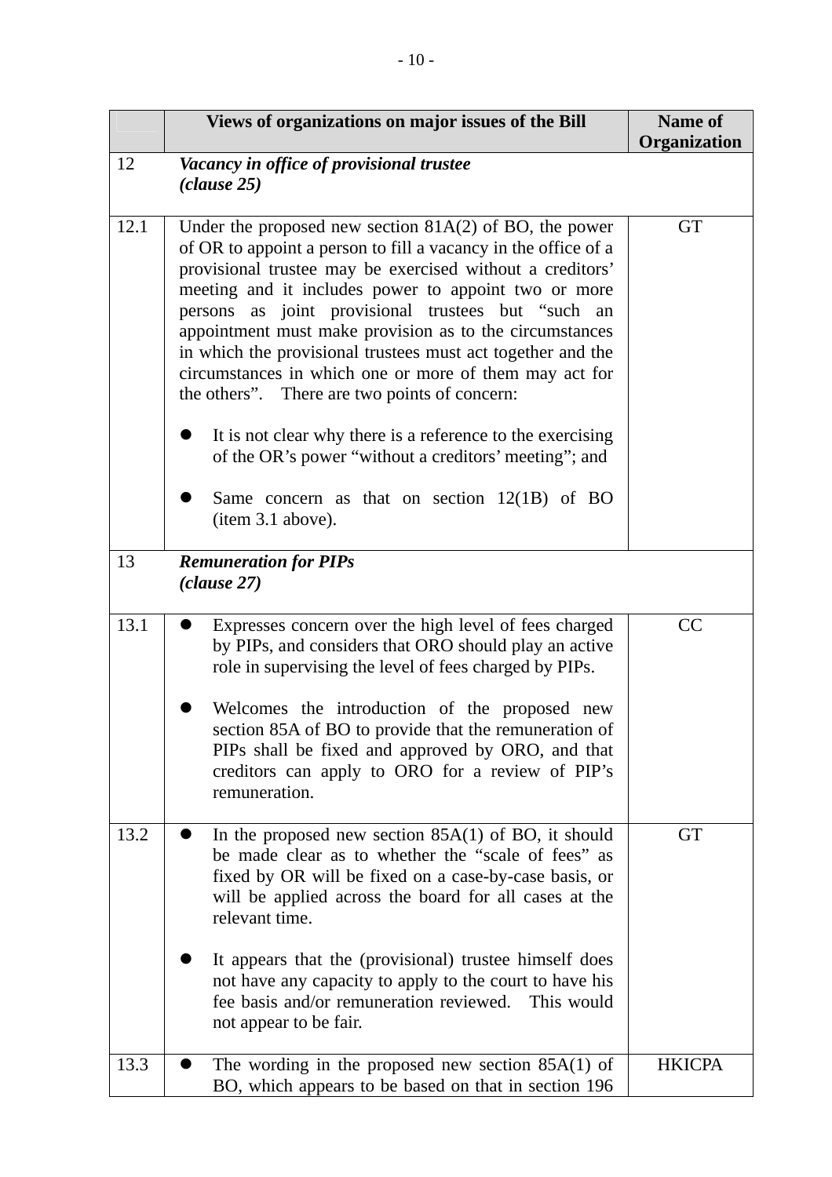| | Views of organizations on major issues of the Bill | Name of Organization |
|---|---|---|
| 12 | ***Vacancy in office of provisional trustee (clause 25)*** | |
| 12.1 | Under the proposed new section 81A(2) of BO, the power of OR to appoint a person to fill a vacancy in the office of a provisional trustee may be exercised without a creditors' meeting and it includes power to appoint two or more persons as joint provisional trustees but "such an appointment must make provision as to the circumstances in which the provisional trustees must act together and the circumstances in which one or more of them may act for the others". There are two points of concern:<br><br>● It is not clear why there is a reference to the exercising of the OR's power "without a creditors' meeting"; and<br><br>● Same concern as that on section 12(1B) of BO (item 3.1 above). | GT |
| 13 | ***Remuneration for PIPs (clause 27)*** | |
| 13.1 | ● Expresses concern over the high level of fees charged by PIPs, and considers that ORO should play an active role in supervising the level of fees charged by PIPs.<br><br>● Welcomes the introduction of the proposed new section 85A of BO to provide that the remuneration of PIPs shall be fixed and approved by ORO, and that creditors can apply to ORO for a review of PIP's remuneration. | CC |
| 13.2 | ● In the proposed new section 85A(1) of BO, it should be made clear as to whether the "scale of fees" as fixed by OR will be fixed on a case-by-case basis, or will be applied across the board for all cases at the relevant time.<br><br>● It appears that the (provisional) trustee himself does not have any capacity to apply to the court to have his fee basis and/or remuneration reviewed. This would not appear to be fair. | GT |
| 13.3 | ● The wording in the proposed new section 85A(1) of BO, which appears to be based on that in section 196 | HKICPA |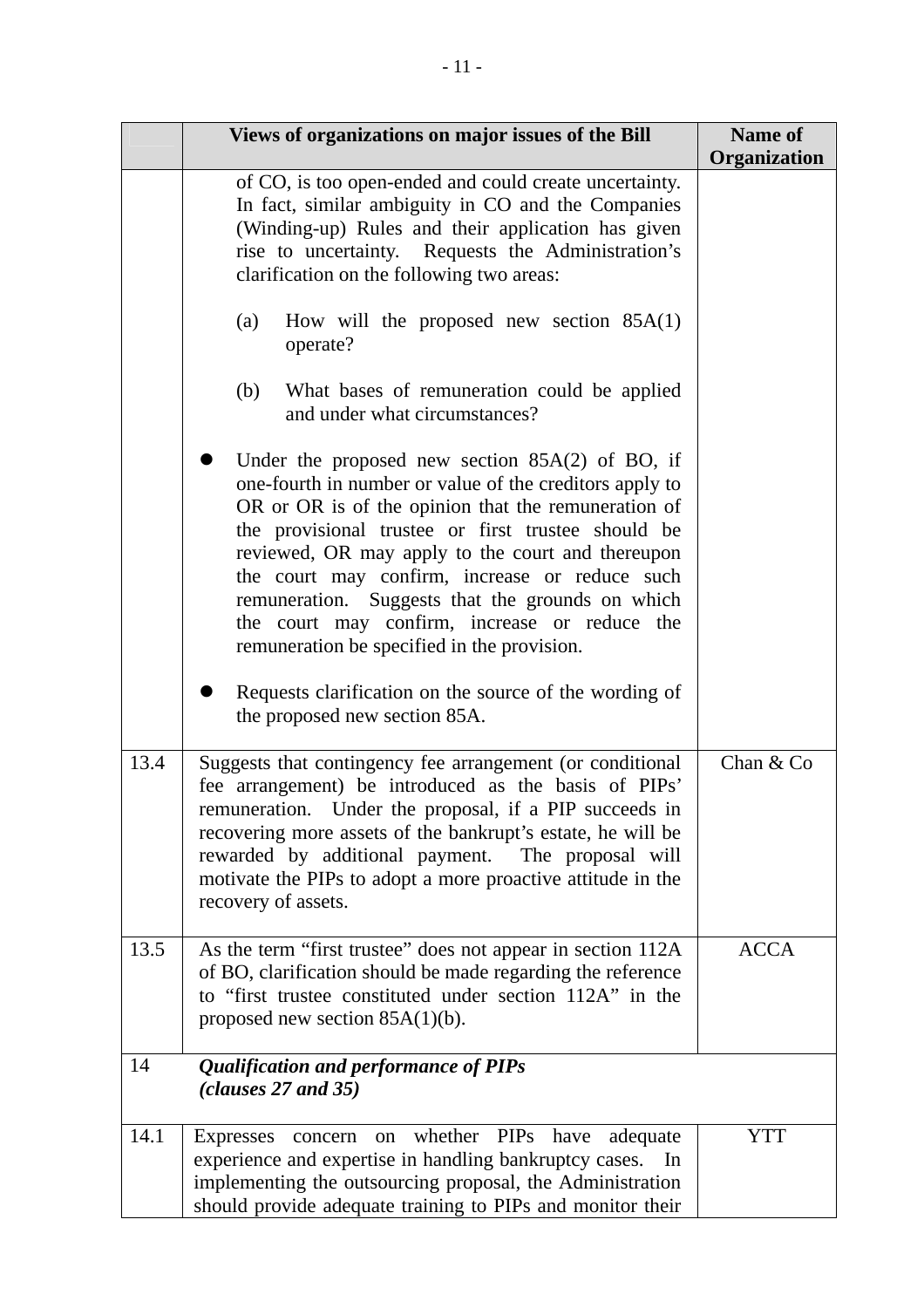|  | Views of organizations on major issues of the Bill | Name of Organization |
|---|---|---|
|  | of CO, is too open-ended and could create uncertainty. In fact, similar ambiguity in CO and the Companies (Winding-up) Rules and their application has given rise to uncertainty. Requests the Administration's clarification on the following two areas:<br><br>(a) How will the proposed new section 85A(1) operate?<br><br>(b) What bases of remuneration could be applied and under what circumstances?<br><br>● Under the proposed new section 85A(2) of BO, if one-fourth in number or value of the creditors apply to OR or OR is of the opinion that the remuneration of the provisional trustee or first trustee should be reviewed, OR may apply to the court and thereupon the court may confirm, increase or reduce such remuneration. Suggests that the grounds on which the court may confirm, increase or reduce the remuneration be specified in the provision.<br><br>● Requests clarification on the source of the wording of the proposed new section 85A. |  |
| 13.4 | Suggests that contingency fee arrangement (or conditional fee arrangement) be introduced as the basis of PIPs' remuneration. Under the proposal, if a PIP succeeds in recovering more assets of the bankrupt's estate, he will be rewarded by additional payment. The proposal will motivate the PIPs to adopt a more proactive attitude in the recovery of assets. | Chan & Co |
| 13.5 | As the term "first trustee" does not appear in section 112A of BO, clarification should be made regarding the reference to "first trustee constituted under section 112A" in the proposed new section 85A(1)(b). | ACCA |
| 14 | ***Qualification and performance of PIPs (clauses 27 and 35)*** |  |
| 14.1 | Expresses concern on whether PIPs have adequate experience and expertise in handling bankruptcy cases. In implementing the outsourcing proposal, the Administration should provide adequate training to PIPs and monitor their | YTT |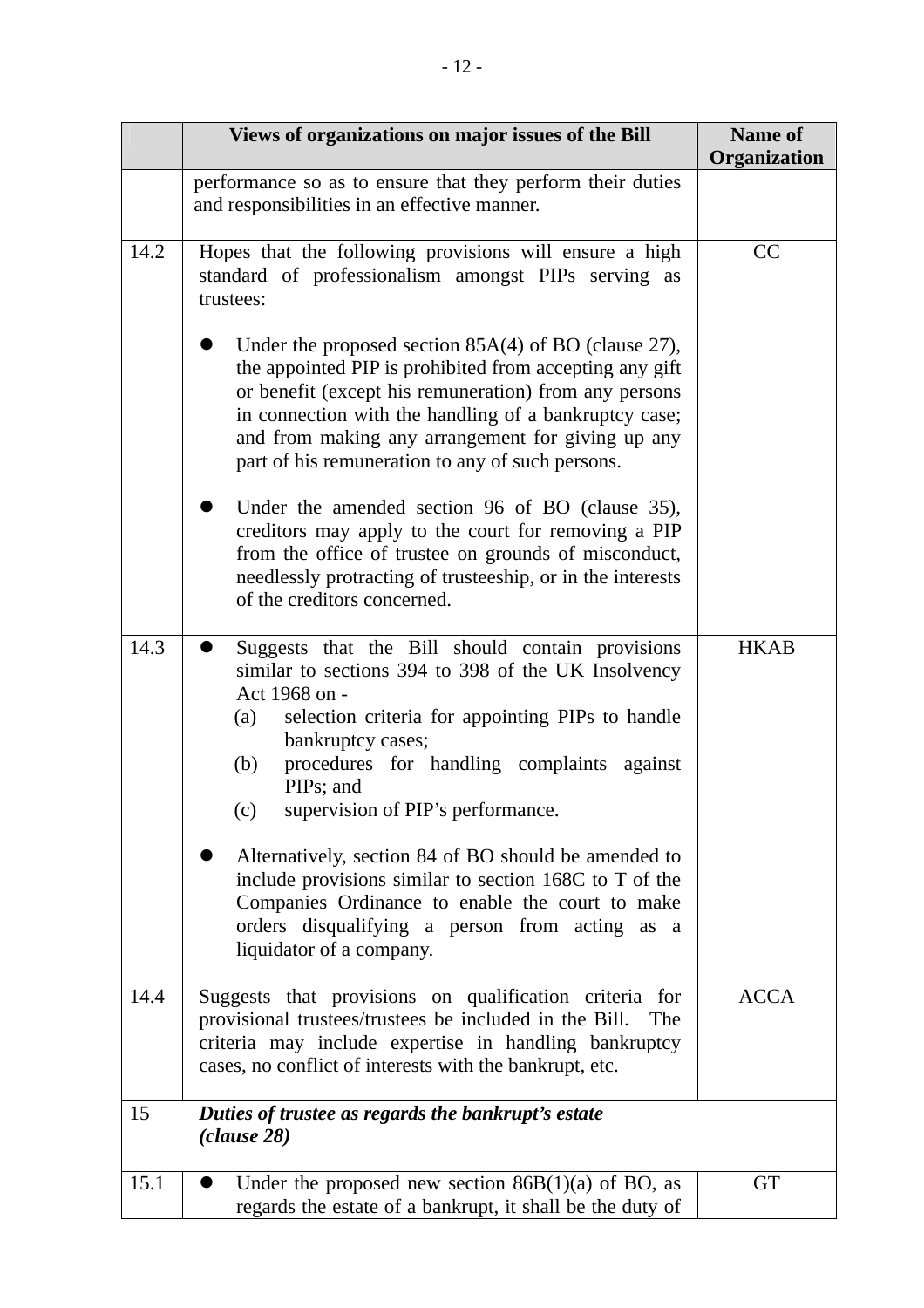| | Views of organizations on major issues of the Bill | Name of Organization |
|---|---|---|
| | performance so as to ensure that they perform their duties and responsibilities in an effective manner. | |
| 14.2 | Hopes that the following provisions will ensure a high standard of professionalism amongst PIPs serving as trustees:<br><br>● Under the proposed section 85A(4) of BO (clause 27), the appointed PIP is prohibited from accepting any gift or benefit (except his remuneration) from any persons in connection with the handling of a bankruptcy case; and from making any arrangement for giving up any part of his remuneration to any of such persons.<br><br>● Under the amended section 96 of BO (clause 35), creditors may apply to the court for removing a PIP from the office of trustee on grounds of misconduct, needlessly protracting of trusteeship, or in the interests of the creditors concerned. | CC |
| 14.3 | ● Suggests that the Bill should contain provisions similar to sections 394 to 398 of the UK Insolvency Act 1968 on -<br>(a) selection criteria for appointing PIPs to handle bankruptcy cases;<br>(b) procedures for handling complaints against PIPs; and<br>(c) supervision of PIP's performance.<br><br>● Alternatively, section 84 of BO should be amended to include provisions similar to section 168C to T of the Companies Ordinance to enable the court to make orders disqualifying a person from acting as a liquidator of a company. | HKAB |
| 14.4 | Suggests that provisions on qualification criteria for provisional trustees/trustees be included in the Bill. The criteria may include expertise in handling bankruptcy cases, no conflict of interests with the bankrupt, etc. | ACCA |
| 15 | ***Duties of trustee as regards the bankrupt's estate (clause 28)*** | |
| 15.1 | ● Under the proposed new section 86B(1)(a) of BO, as regards the estate of a bankrupt, it shall be the duty of | GT |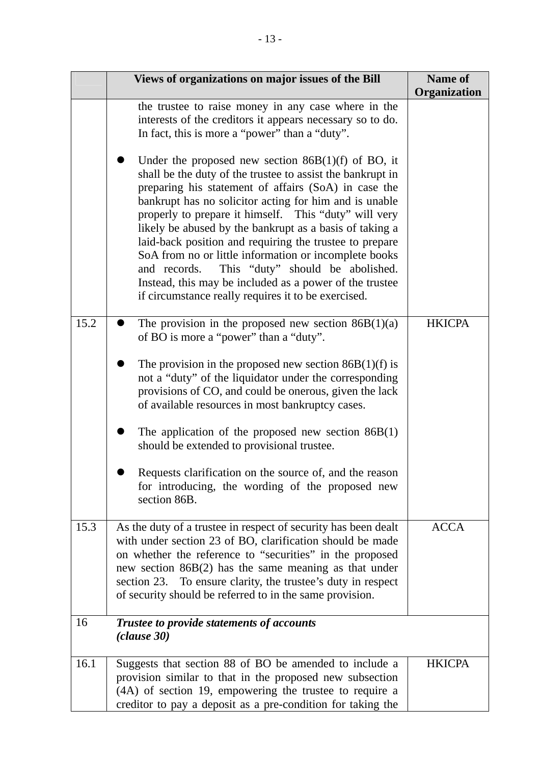| | Views of organizations on major issues of the Bill | Name of Organization |
|---|---|---|
| | the trustee to raise money in any case where in the interests of the creditors it appears necessary so to do. In fact, this is more a "power" than a "duty".<br><br>● Under the proposed new section 86B(1)(f) of BO, it shall be the duty of the trustee to assist the bankrupt in preparing his statement of affairs (SoA) in case the bankrupt has no solicitor acting for him and is unable properly to prepare it himself. This "duty" will very likely be abused by the bankrupt as a basis of taking a laid-back position and requiring the trustee to prepare SoA from no or little information or incomplete books and records. This "duty" should be abolished. Instead, this may be included as a power of the trustee if circumstance really requires it to be exercised. | |
| 15.2 | ● The provision in the proposed new section 86B(1)(a) of BO is more a "power" than a "duty".<br><br>● The provision in the proposed new section 86B(1)(f) is not a "duty" of the liquidator under the corresponding provisions of CO, and could be onerous, given the lack of available resources in most bankruptcy cases.<br><br>● The application of the proposed new section 86B(1) should be extended to provisional trustee.<br><br>● Requests clarification on the source of, and the reason for introducing, the wording of the proposed new section 86B. | HKICPA |
| 15.3 | As the duty of a trustee in respect of security has been dealt with under section 23 of BO, clarification should be made on whether the reference to "securities" in the proposed new section 86B(2) has the same meaning as that under section 23. To ensure clarity, the trustee's duty in respect of security should be referred to in the same provision. | ACCA |
| 16 | ***Trustee to provide statements of accounts (clause 30)*** | |
| 16.1 | Suggests that section 88 of BO be amended to include a provision similar to that in the proposed new subsection (4A) of section 19, empowering the trustee to require a creditor to pay a deposit as a pre-condition for taking the | HKICPA |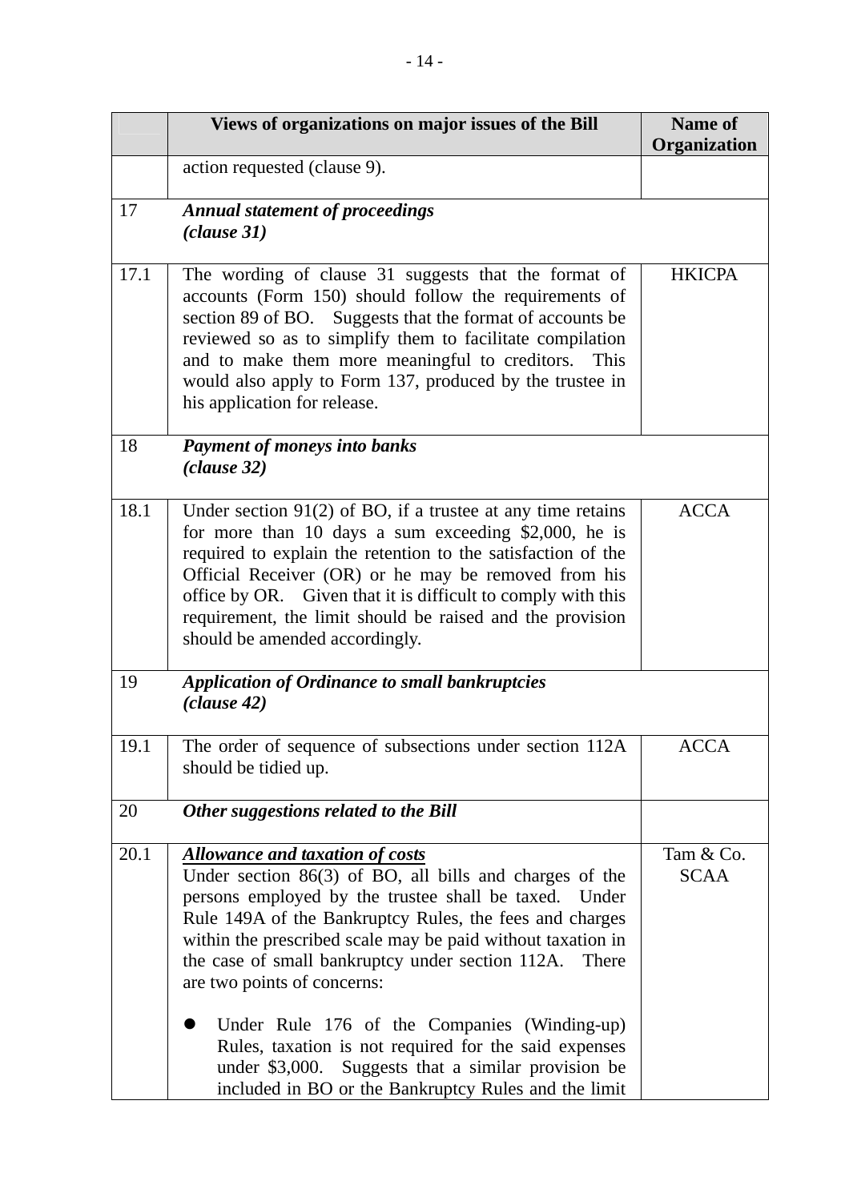| | Views of organizations on major issues of the Bill | Name of Organization |
|---|---|---|
| | action requested (clause 9). | |
| 17 | ***Annual statement of proceedings (clause 31)*** | |
| 17.1 | The wording of clause 31 suggests that the format of accounts (Form 150) should follow the requirements of section 89 of BO. Suggests that the format of accounts be reviewed so as to simplify them to facilitate compilation and to make them more meaningful to creditors. This would also apply to Form 137, produced by the trustee in his application for release. | HKICPA |
| 18 | ***Payment of moneys into banks (clause 32)*** | |
| 18.1 | Under section 91(2) of BO, if a trustee at any time retains for more than 10 days a sum exceeding $2,000, he is required to explain the retention to the satisfaction of the Official Receiver (OR) or he may be removed from his office by OR. Given that it is difficult to comply with this requirement, the limit should be raised and the provision should be amended accordingly. | ACCA |
| 19 | ***Application of Ordinance to small bankruptcies (clause 42)*** | |
| 19.1 | The order of sequence of subsections under section 112A should be tidied up. | ACCA |
| 20 | ***Other suggestions related to the Bill*** | |
| 20.1 | ***<u>Allowance and taxation of costs</u>***<br>Under section 86(3) of BO, all bills and charges of the persons employed by the trustee shall be taxed. Under Rule 149A of the Bankruptcy Rules, the fees and charges within the prescribed scale may be paid without taxation in the case of small bankruptcy under section 112A. There are two points of concerns:<br><br>● Under Rule 176 of the Companies (Winding-up) Rules, taxation is not required for the said expenses under $3,000. Suggests that a similar provision be included in BO or the Bankruptcy Rules and the limit | Tam & Co.<br>SCAA |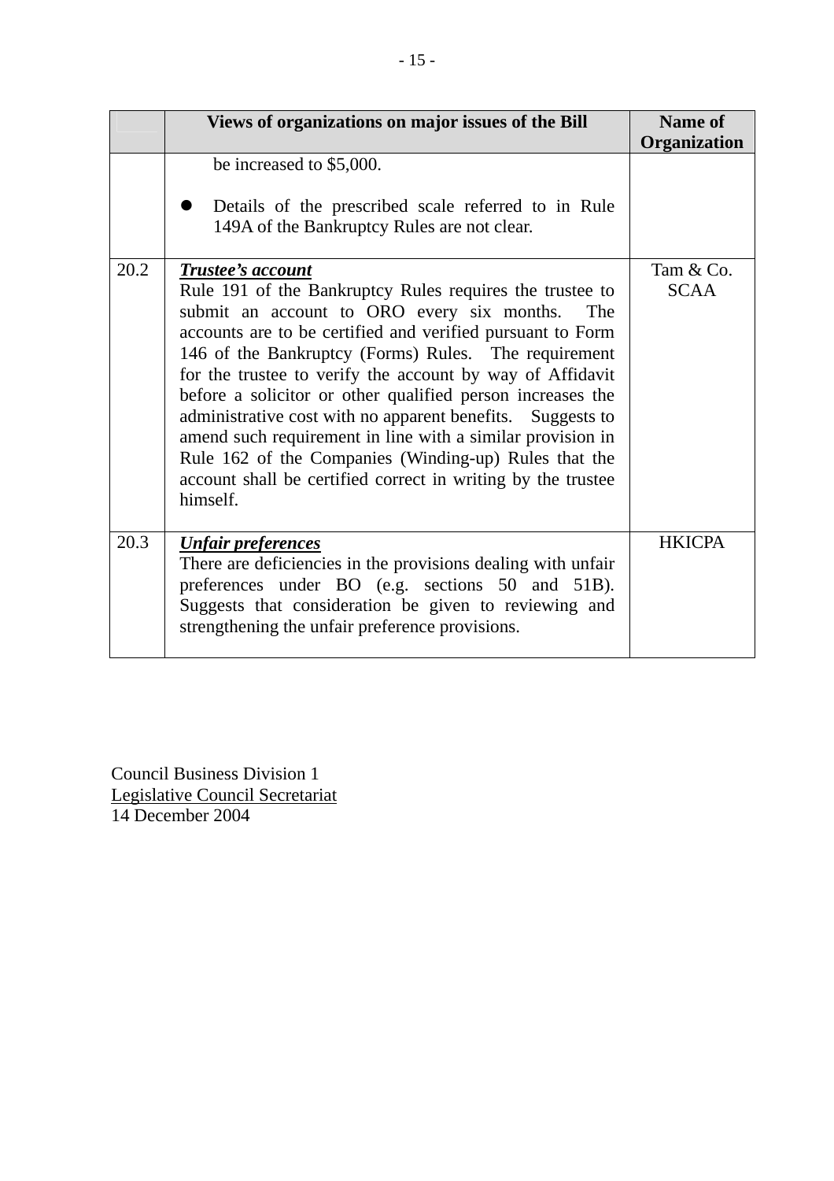| | Views of organizations on major issues of the Bill | Name of Organization |
|---|---|---|
| | be increased to $5,000.<br><br>- Details of the prescribed scale referred to in Rule 149A of the Bankruptcy Rules are not clear. | |
| 20.2 | ***Trustee's account***<br>Rule 191 of the Bankruptcy Rules requires the trustee to submit an account to ORO every six months. The accounts are to be certified and verified pursuant to Form 146 of the Bankruptcy (Forms) Rules. The requirement for the trustee to verify the account by way of Affidavit before a solicitor or other qualified person increases the administrative cost with no apparent benefits. Suggests to amend such requirement in line with a similar provision in Rule 162 of the Companies (Winding-up) Rules that the account shall be certified correct in writing by the trustee himself. | Tam & Co.<br>SCAA |
| 20.3 | ***Unfair preferences***<br>There are deficiencies in the provisions dealing with unfair preferences under BO (e.g. sections 50 and 51B). Suggests that consideration be given to reviewing and strengthening the unfair preference provisions. | HKICPA |

Council Business Division 1
Legislative Council Secretariat
14 December 2004